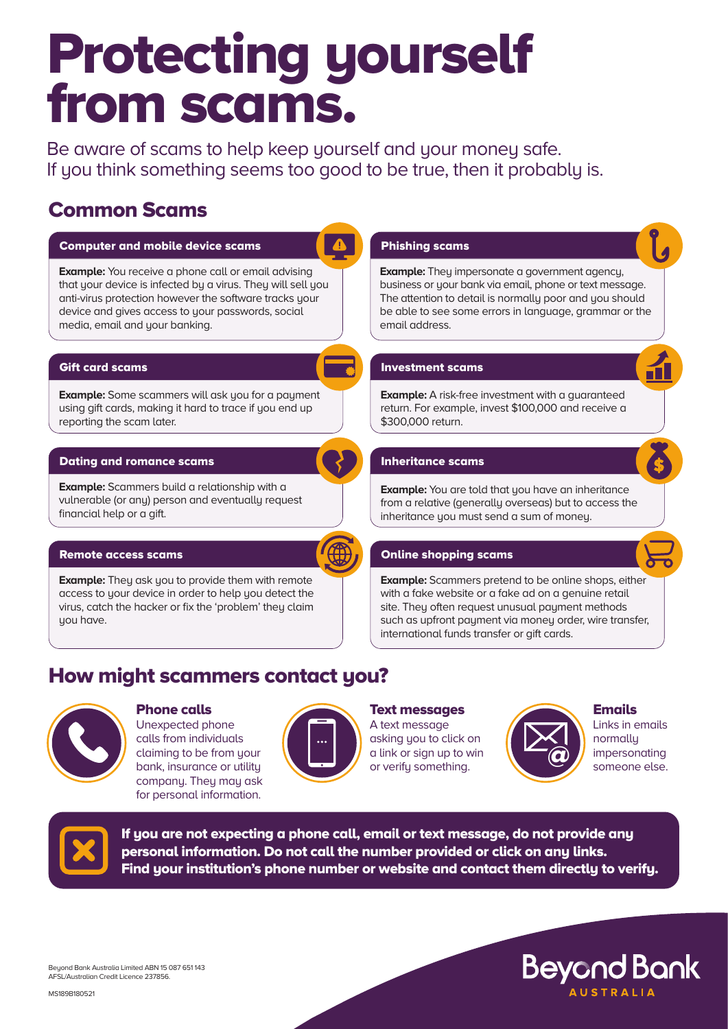# Protecting yourself from scams.

Be aware of scams to help keep yourself and your money safe.
If you think something seems too good to be true, then it probably is.

## Common Scams

### Computer and mobile device scams

**Example:** You receive a phone call or email advising that your device is infected by a virus. They will sell you anti-virus protection however the software tracks your device and gives access to your passwords, social media, email and your banking.

### Gift card scams

**Example:** Some scammers will ask you for a payment using gift cards, making it hard to trace if you end up reporting the scam later.

### Dating and romance scams

**Example:** Scammers build a relationship with a vulnerable (or any) person and eventually request financial help or a gift.

### Remote access scams

**Example:** They ask you to provide them with remote access to your device in order to help you detect the virus, catch the hacker or fix the 'problem' they claim you have.

### Phishing scams

**Example:** They impersonate a government agency, business or your bank via email, phone or text message. The attention to detail is normally poor and you should be able to see some errors in language, grammar or the email address.

### Investment scams

**Example:** A risk-free investment with a guaranteed return. For example, invest $100,000 and receive a $300,000 return.

### Inheritance scams

**Example:** You are told that you have an inheritance from a relative (generally overseas) but to access the inheritance you must send a sum of money.

### Online shopping scams

**Example:** Scammers pretend to be online shops, either with a fake website or a fake ad on a genuine retail site. They often request unusual payment methods such as upfront payment via money order, wire transfer, international funds transfer or gift cards.

## How might scammers contact you?

### Phone calls

Unexpected phone calls from individuals claiming to be from your bank, insurance or utility company. They may ask for personal information.

### Text messages

A text message asking you to click on a link or sign up to win or verify something.

### Emails

Links in emails normally impersonating someone else.

**If you are not expecting a phone call, email or text message, do not provide any personal information. Do not call the number provided or click on any links. Find your institution's phone number or website and contact them directly to verify.**

Beyond Bank Australia Limited ABN 15 087 651 143
AFSL/Australian Credit Licence 237856.

MS189B180521

Beyond Bank AUSTRALIA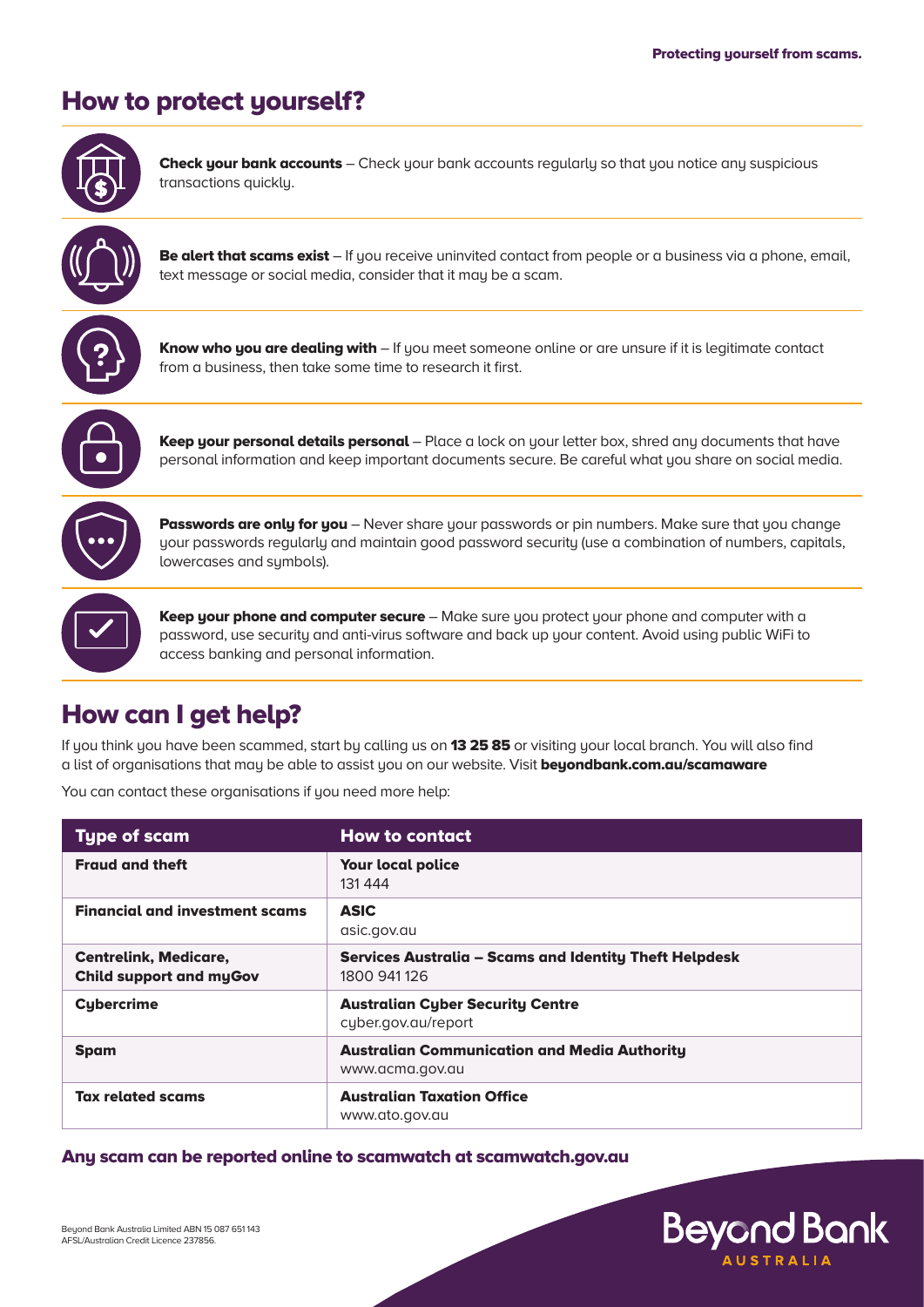## How to protect yourself?

**Check your bank accounts** – Check your bank accounts regularly so that you notice any suspicious transactions quickly.

**Be alert that scams exist** – If you receive uninvited contact from people or a business via a phone, email, text message or social media, consider that it may be a scam.

**Know who you are dealing with** – If you meet someone online or are unsure if it is legitimate contact from a business, then take some time to research it first.

**Keep your personal details personal** – Place a lock on your letter box, shred any documents that have personal information and keep important documents secure. Be careful what you share on social media.

**Passwords are only for you** – Never share your passwords or pin numbers. Make sure that you change your passwords regularly and maintain good password security (use a combination of numbers, capitals, lowercases and symbols).

**Keep your phone and computer secure** – Make sure you protect your phone and computer with a password, use security and anti-virus software and back up your content. Avoid using public WiFi to access banking and personal information.

## How can I get help?

If you think you have been scammed, start by calling us on **13 25 85** or visiting your local branch. You will also find a list of organisations that may be able to assist you on our website. Visit **beyondbank.com.au/scamaware**

You can contact these organisations if you need more help:

| Type of scam | How to contact |
| --- | --- |
| **Fraud and theft** | **Your local police**<br>131 444 |
| **Financial and investment scams** | **ASIC**<br>asic.gov.au |
| **Centrelink, Medicare, Child support and myGov** | **Services Australia – Scams and Identity Theft Helpdesk**<br>1800 941 126 |
| **Cybercrime** | **Australian Cyber Security Centre**<br>cyber.gov.au/report |
| **Spam** | **Australian Communication and Media Authority**<br>www.acma.gov.au |
| **Tax related scams** | **Australian Taxation Office**<br>www.ato.gov.au |

**Any scam can be reported online to scamwatch at scamwatch.gov.au**

Beyond Bank Australia Limited ABN 15 087 651 143
AFSL/Australian Credit Licence 237856.

Beyond Bank AUSTRALIA